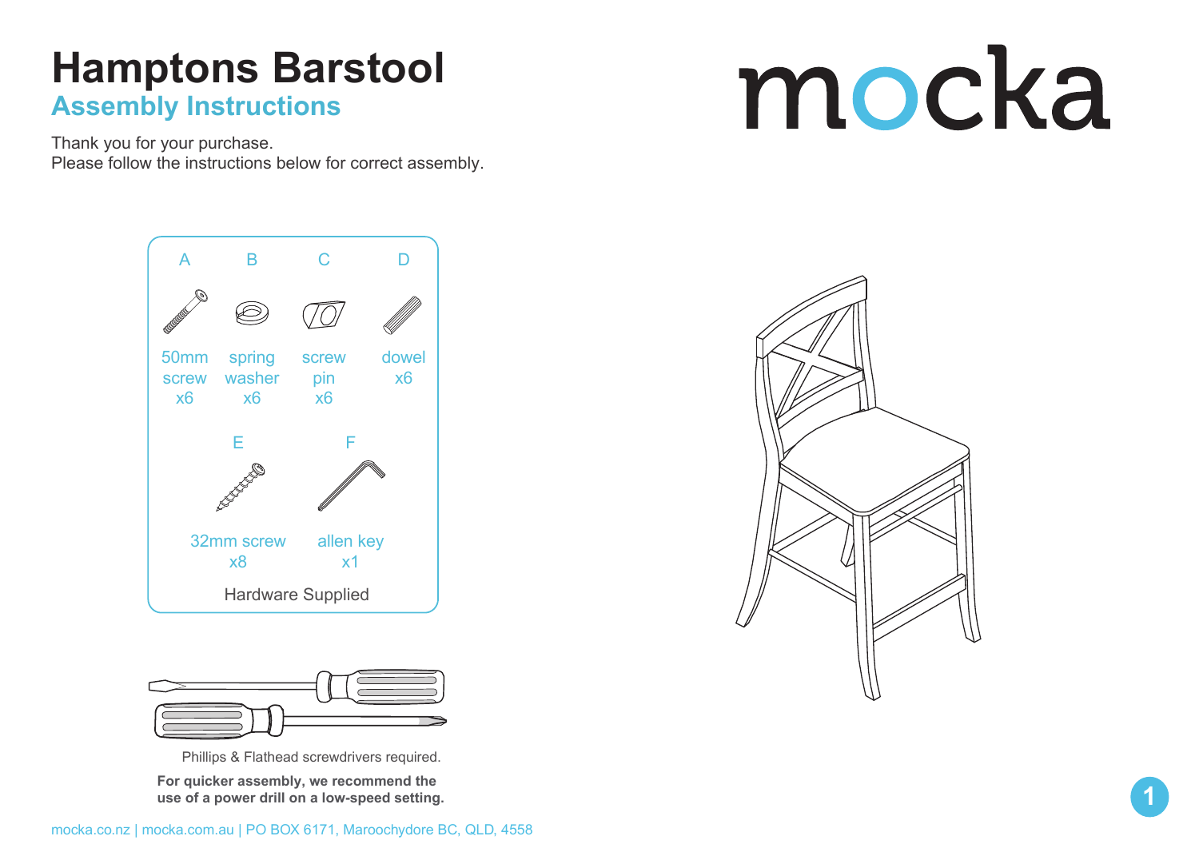# Hamptons Barstool

## Assembly Instructions

Thank you for your purchase.
Please follow the instructions below for correct assembly.

mocka

### Hardware Supplied

| | Part | Quantity |
|---|---|---|
| A | 50mm screw | x6 |
| B | spring washer | x6 |
| C | screw pin | x6 |
| D | dowel | x6 |
| E | 32mm screw | x8 |
| F | allen key | x1 |

Phillips & Flathead screwdrivers required.

**For quicker assembly, we recommend the use of a power drill on a low-speed setting.**

mocka.co.nz | mocka.com.au | PO BOX 6171, Maroochydore BC, QLD, 4558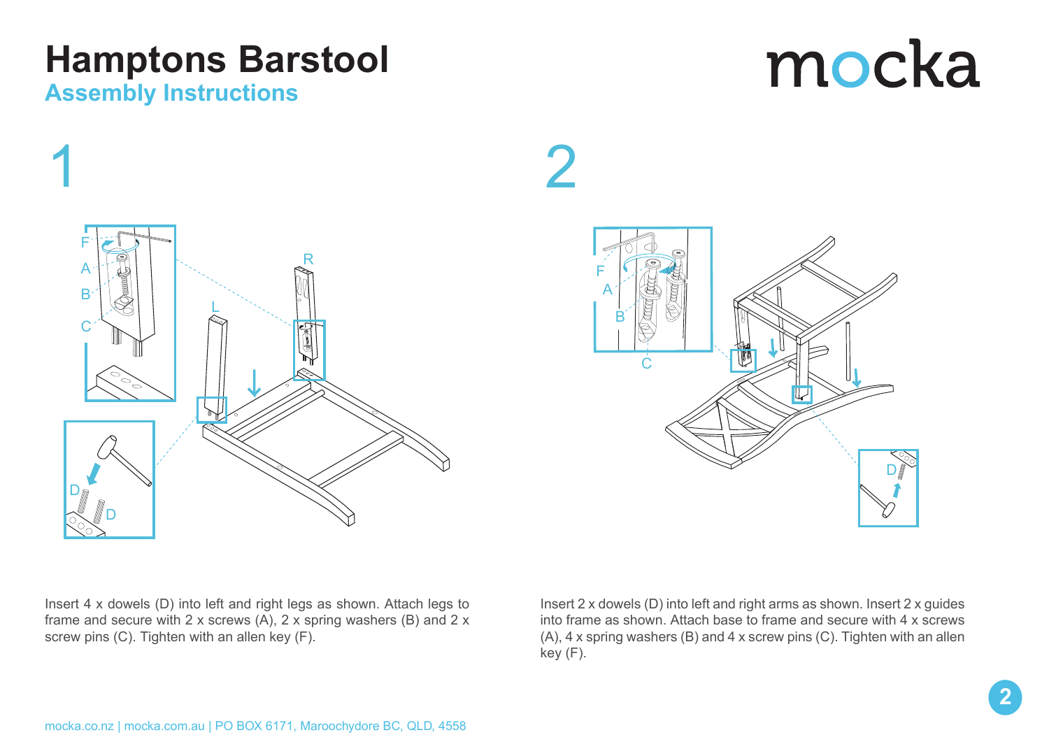# Hamptons Barstool

## Assembly Instructions

mocka

## 1

Insert 4 x dowels (D) into left and right legs as shown. Attach legs to frame and secure with 2 x screws (A), 2 x spring washers (B) and 2 x screw pins (C). Tighten with an allen key (F).

## 2

Insert 2 x dowels (D) into left and right arms as shown. Insert 2 x guides into frame as shown. Attach base to frame and secure with 4 x screws (A), 4 x spring washers (B) and 4 x screw pins (C). Tighten with an allen key (F).

mocka.co.nz | mocka.com.au | PO BOX 6171, Maroochydore BC, QLD, 4558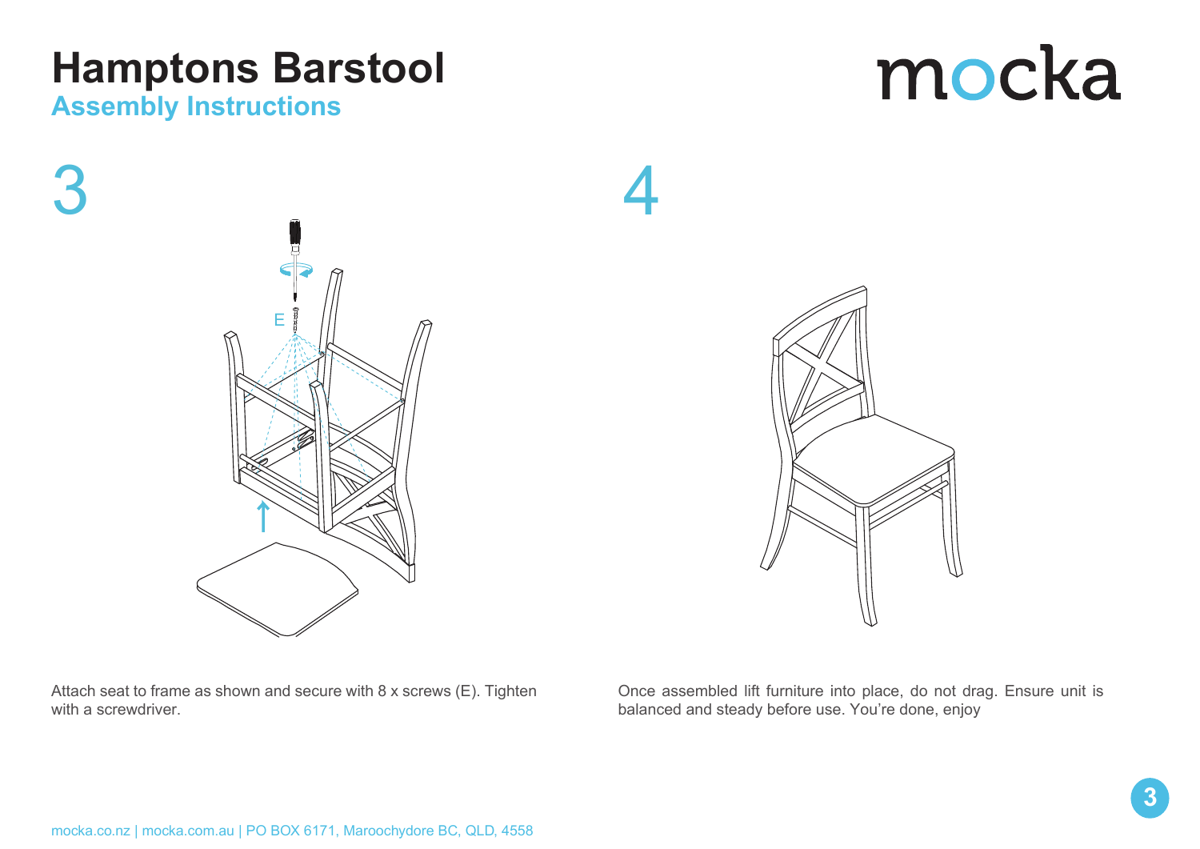# Hamptons Barstool

## Assembly Instructions

mocka

### 3

E

Attach seat to frame as shown and secure with 8 x screws (E). Tighten with a screwdriver.

### 4

Once assembled lift furniture into place, do not drag. Ensure unit is balanced and steady before use. You're done, enjoy

mocka.co.nz | mocka.com.au | PO BOX 6171, Maroochydore BC, QLD, 4558